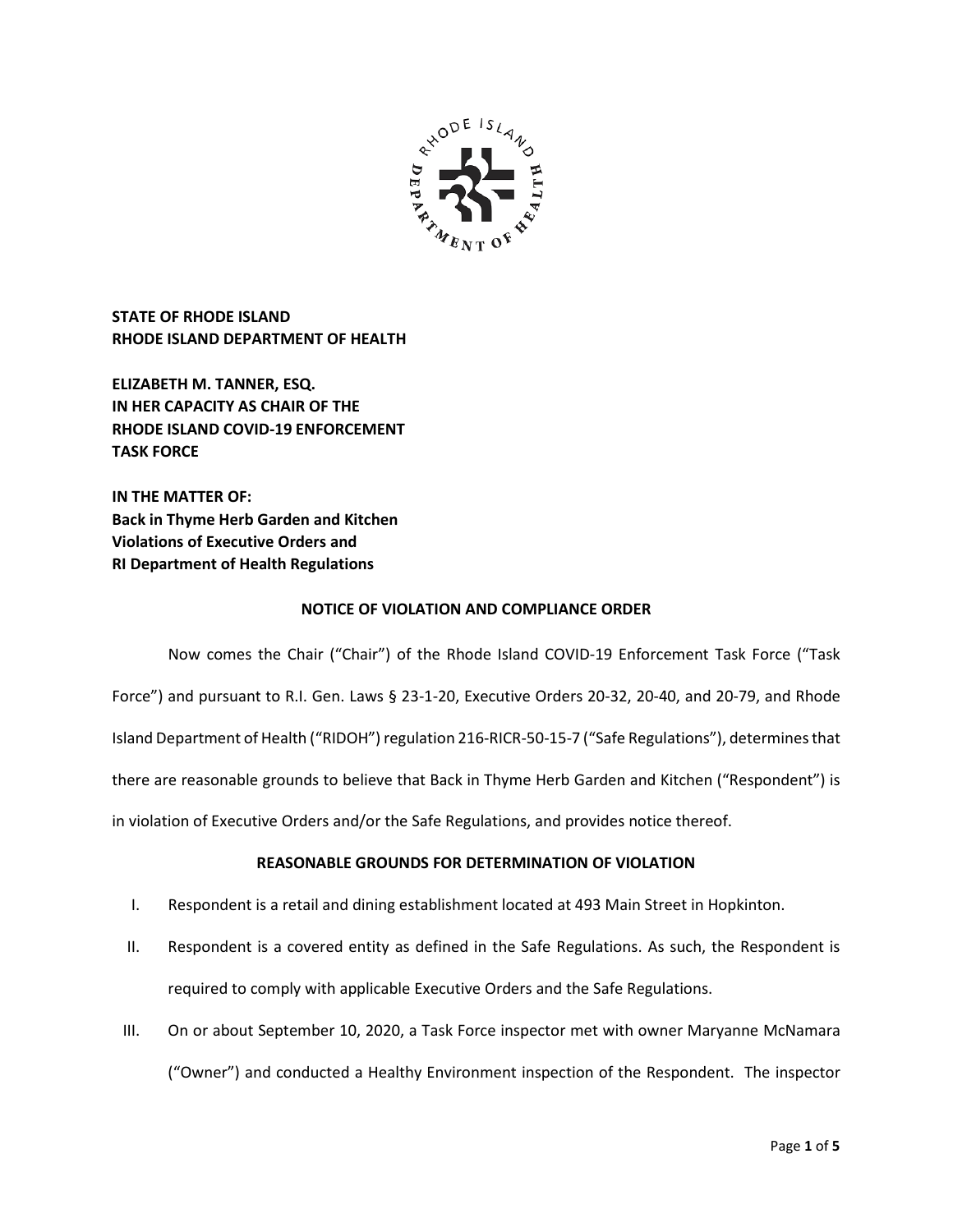**STATE OF RHODE ISLAND**
**RHODE ISLAND DEPARTMENT OF HEALTH**

**ELIZABETH M. TANNER, ESQ.**
**IN HER CAPACITY AS CHAIR OF THE**
**RHODE ISLAND COVID-19 ENFORCEMENT**
**TASK FORCE**

**IN THE MATTER OF:**
**Back in Thyme Herb Garden and Kitchen**
**Violations of Executive Orders and**
**RI Department of Health Regulations**

**NOTICE OF VIOLATION AND COMPLIANCE ORDER**

Now comes the Chair ("Chair") of the Rhode Island COVID-19 Enforcement Task Force ("Task Force") and pursuant to R.I. Gen. Laws § 23-1-20, Executive Orders 20-32, 20-40, and 20-79, and Rhode Island Department of Health ("RIDOH") regulation 216-RICR-50-15-7 ("Safe Regulations"), determines that there are reasonable grounds to believe that Back in Thyme Herb Garden and Kitchen ("Respondent") is in violation of Executive Orders and/or the Safe Regulations, and provides notice thereof.

**REASONABLE GROUNDS FOR DETERMINATION OF VIOLATION**

I. Respondent is a retail and dining establishment located at 493 Main Street in Hopkinton.

II. Respondent is a covered entity as defined in the Safe Regulations. As such, the Respondent is required to comply with applicable Executive Orders and the Safe Regulations.

III. On or about September 10, 2020, a Task Force inspector met with owner Maryanne McNamara ("Owner") and conducted a Healthy Environment inspection of the Respondent. The inspector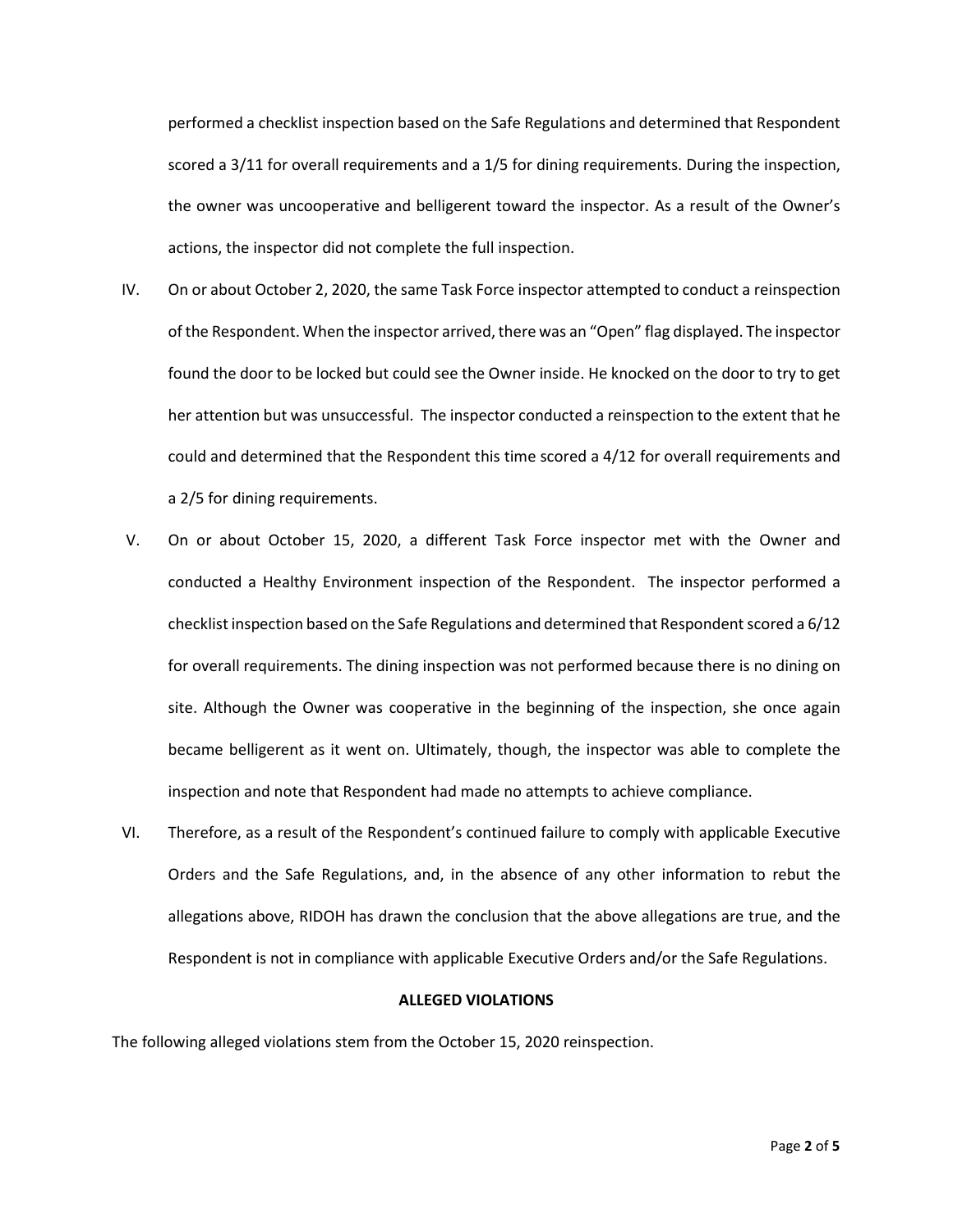performed a checklist inspection based on the Safe Regulations and determined that Respondent scored a 3/11 for overall requirements and a 1/5 for dining requirements. During the inspection, the owner was uncooperative and belligerent toward the inspector. As a result of the Owner's actions, the inspector did not complete the full inspection.

IV. On or about October 2, 2020, the same Task Force inspector attempted to conduct a reinspection of the Respondent. When the inspector arrived, there was an "Open" flag displayed. The inspector found the door to be locked but could see the Owner inside. He knocked on the door to try to get her attention but was unsuccessful. The inspector conducted a reinspection to the extent that he could and determined that the Respondent this time scored a 4/12 for overall requirements and a 2/5 for dining requirements.

V. On or about October 15, 2020, a different Task Force inspector met with the Owner and conducted a Healthy Environment inspection of the Respondent. The inspector performed a checklist inspection based on the Safe Regulations and determined that Respondent scored a 6/12 for overall requirements. The dining inspection was not performed because there is no dining on site. Although the Owner was cooperative in the beginning of the inspection, she once again became belligerent as it went on. Ultimately, though, the inspector was able to complete the inspection and note that Respondent had made no attempts to achieve compliance.

VI. Therefore, as a result of the Respondent's continued failure to comply with applicable Executive Orders and the Safe Regulations, and, in the absence of any other information to rebut the allegations above, RIDOH has drawn the conclusion that the above allegations are true, and the Respondent is not in compliance with applicable Executive Orders and/or the Safe Regulations.

**ALLEGED VIOLATIONS**

The following alleged violations stem from the October 15, 2020 reinspection.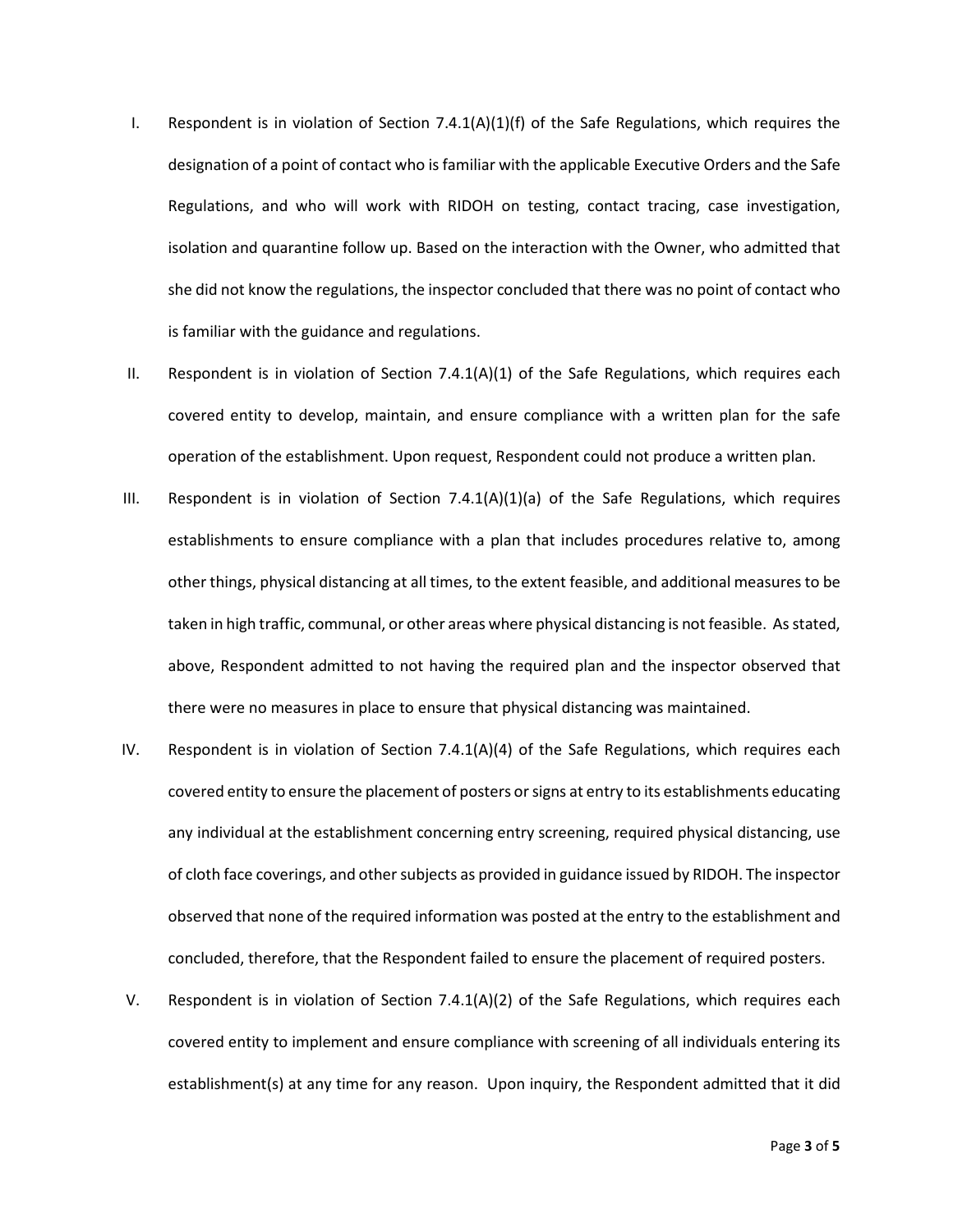I. Respondent is in violation of Section 7.4.1(A)(1)(f) of the Safe Regulations, which requires the designation of a point of contact who is familiar with the applicable Executive Orders and the Safe Regulations, and who will work with RIDOH on testing, contact tracing, case investigation, isolation and quarantine follow up. Based on the interaction with the Owner, who admitted that she did not know the regulations, the inspector concluded that there was no point of contact who is familiar with the guidance and regulations.

II. Respondent is in violation of Section 7.4.1(A)(1) of the Safe Regulations, which requires each covered entity to develop, maintain, and ensure compliance with a written plan for the safe operation of the establishment. Upon request, Respondent could not produce a written plan.

III. Respondent is in violation of Section 7.4.1(A)(1)(a) of the Safe Regulations, which requires establishments to ensure compliance with a plan that includes procedures relative to, among other things, physical distancing at all times, to the extent feasible, and additional measures to be taken in high traffic, communal, or other areas where physical distancing is not feasible. As stated, above, Respondent admitted to not having the required plan and the inspector observed that there were no measures in place to ensure that physical distancing was maintained.

IV. Respondent is in violation of Section 7.4.1(A)(4) of the Safe Regulations, which requires each covered entity to ensure the placement of posters or signs at entry to its establishments educating any individual at the establishment concerning entry screening, required physical distancing, use of cloth face coverings, and other subjects as provided in guidance issued by RIDOH. The inspector observed that none of the required information was posted at the entry to the establishment and concluded, therefore, that the Respondent failed to ensure the placement of required posters.

V. Respondent is in violation of Section 7.4.1(A)(2) of the Safe Regulations, which requires each covered entity to implement and ensure compliance with screening of all individuals entering its establishment(s) at any time for any reason. Upon inquiry, the Respondent admitted that it did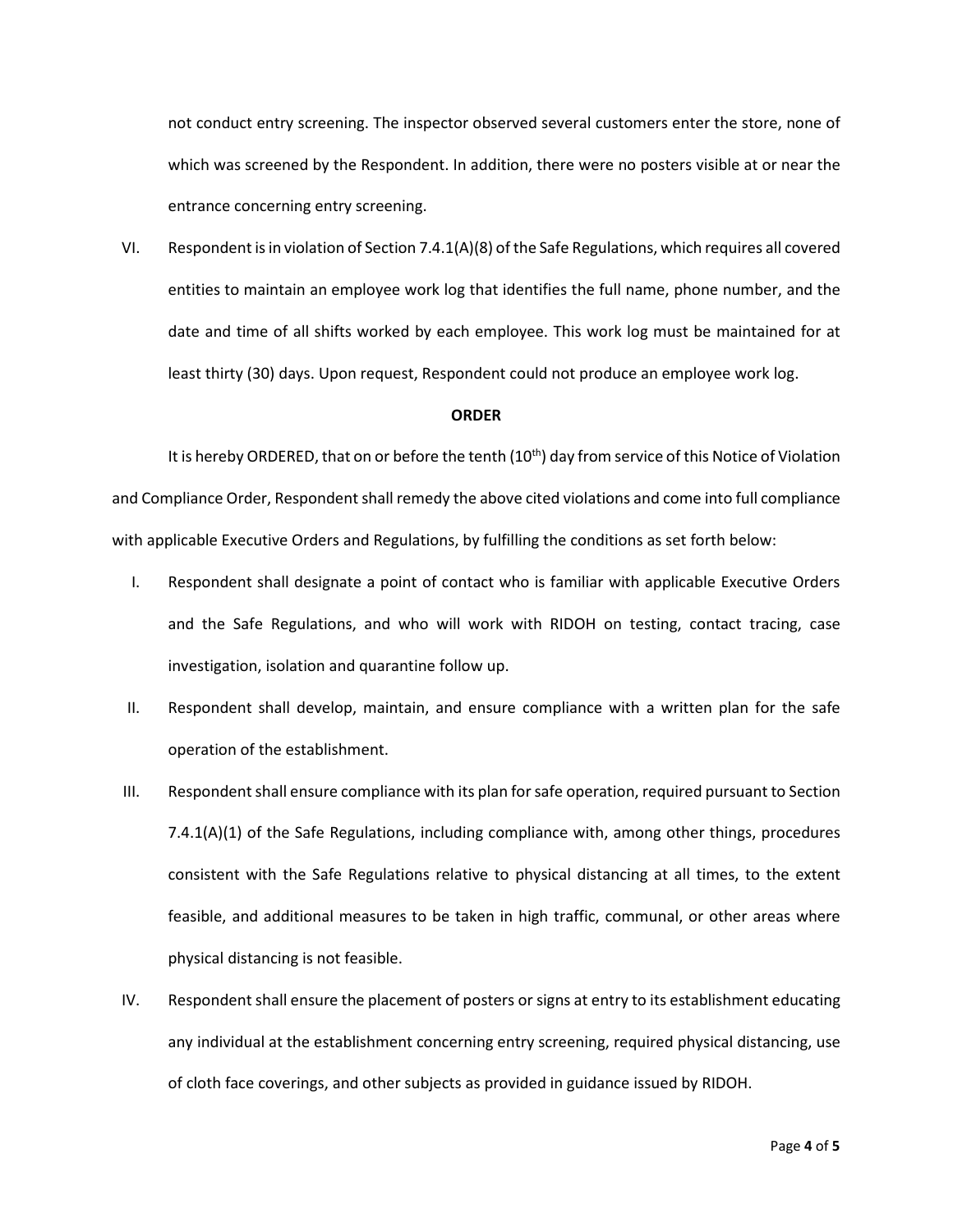not conduct entry screening. The inspector observed several customers enter the store, none of which was screened by the Respondent. In addition, there were no posters visible at or near the entrance concerning entry screening.

VI. Respondent is in violation of Section 7.4.1(A)(8) of the Safe Regulations, which requires all covered entities to maintain an employee work log that identifies the full name, phone number, and the date and time of all shifts worked by each employee. This work log must be maintained for at least thirty (30) days. Upon request, Respondent could not produce an employee work log.

**ORDER**

It is hereby ORDERED, that on or before the tenth (10th) day from service of this Notice of Violation and Compliance Order, Respondent shall remedy the above cited violations and come into full compliance with applicable Executive Orders and Regulations, by fulfilling the conditions as set forth below:

I. Respondent shall designate a point of contact who is familiar with applicable Executive Orders and the Safe Regulations, and who will work with RIDOH on testing, contact tracing, case investigation, isolation and quarantine follow up.

II. Respondent shall develop, maintain, and ensure compliance with a written plan for the safe operation of the establishment.

III. Respondent shall ensure compliance with its plan for safe operation, required pursuant to Section 7.4.1(A)(1) of the Safe Regulations, including compliance with, among other things, procedures consistent with the Safe Regulations relative to physical distancing at all times, to the extent feasible, and additional measures to be taken in high traffic, communal, or other areas where physical distancing is not feasible.

IV. Respondent shall ensure the placement of posters or signs at entry to its establishment educating any individual at the establishment concerning entry screening, required physical distancing, use of cloth face coverings, and other subjects as provided in guidance issued by RIDOH.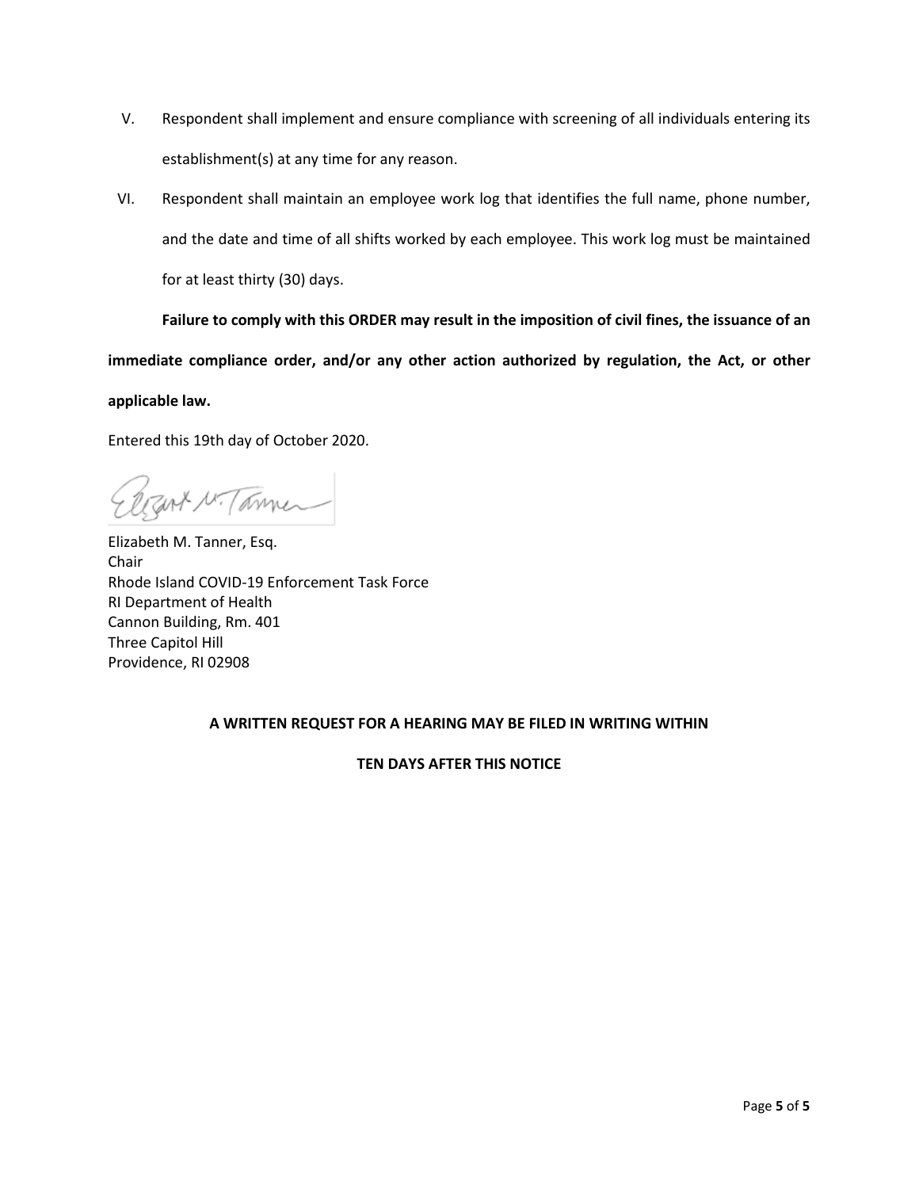V. Respondent shall implement and ensure compliance with screening of all individuals entering its establishment(s) at any time for any reason.

VI. Respondent shall maintain an employee work log that identifies the full name, phone number, and the date and time of all shifts worked by each employee. This work log must be maintained for at least thirty (30) days.

**Failure to comply with this ORDER may result in the imposition of civil fines, the issuance of an immediate compliance order, and/or any other action authorized by regulation, the Act, or other applicable law.**

Entered this 19th day of October 2020.

Elizabeth M. Tanner, Esq.
Chair
Rhode Island COVID-19 Enforcement Task Force
RI Department of Health
Cannon Building, Rm. 401
Three Capitol Hill
Providence, RI 02908

**A WRITTEN REQUEST FOR A HEARING MAY BE FILED IN WRITING WITHIN**

**TEN DAYS AFTER THIS NOTICE**